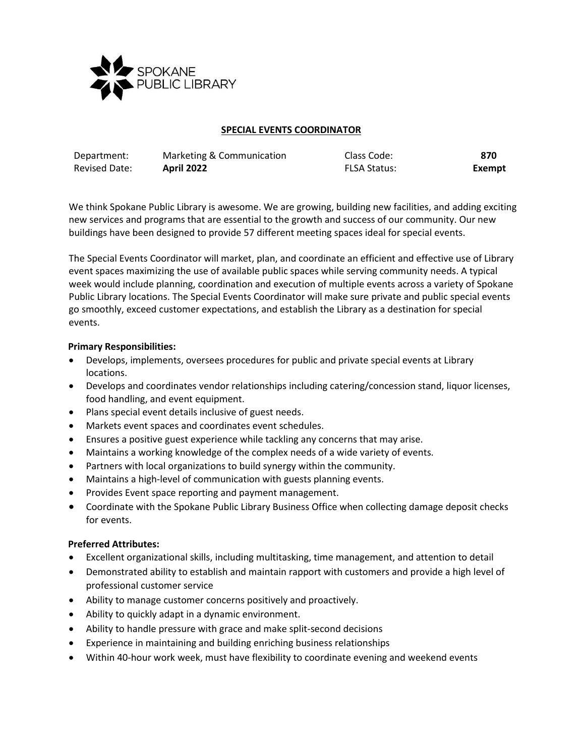# SPECIAL EVENTS COORDINATOR

| Department: | Marketing & Communication | Class Code: | **870** |
|---|---|---|---|
| Revised Date: | **April 2022** | FLSA Status: | **Exempt** |

We think Spokane Public Library is awesome. We are growing, building new facilities, and adding exciting new services and programs that are essential to the growth and success of our community. Our new buildings have been designed to provide 57 different meeting spaces ideal for special events.

The Special Events Coordinator will market, plan, and coordinate an efficient and effective use of Library event spaces maximizing the use of available public spaces while serving community needs. A typical week would include planning, coordination and execution of multiple events across a variety of Spokane Public Library locations. The Special Events Coordinator will make sure private and public special events go smoothly, exceed customer expectations, and establish the Library as a destination for special events.

**Primary Responsibilities:**

- Develops, implements, oversees procedures for public and private special events at Library locations.
- Develops and coordinates vendor relationships including catering/concession stand, liquor licenses, food handling, and event equipment.
- Plans special event details inclusive of guest needs.
- Markets event spaces and coordinates event schedules.
- Ensures a positive guest experience while tackling any concerns that may arise.
- Maintains a working knowledge of the complex needs of a wide variety of events.
- Partners with local organizations to build synergy within the community.
- Maintains a high-level of communication with guests planning events.
- Provides Event space reporting and payment management.
- Coordinate with the Spokane Public Library Business Office when collecting damage deposit checks for events.

**Preferred Attributes:**

- Excellent organizational skills, including multitasking, time management, and attention to detail
- Demonstrated ability to establish and maintain rapport with customers and provide a high level of professional customer service
- Ability to manage customer concerns positively and proactively.
- Ability to quickly adapt in a dynamic environment.
- Ability to handle pressure with grace and make split-second decisions
- Experience in maintaining and building enriching business relationships
- Within 40-hour work week, must have flexibility to coordinate evening and weekend events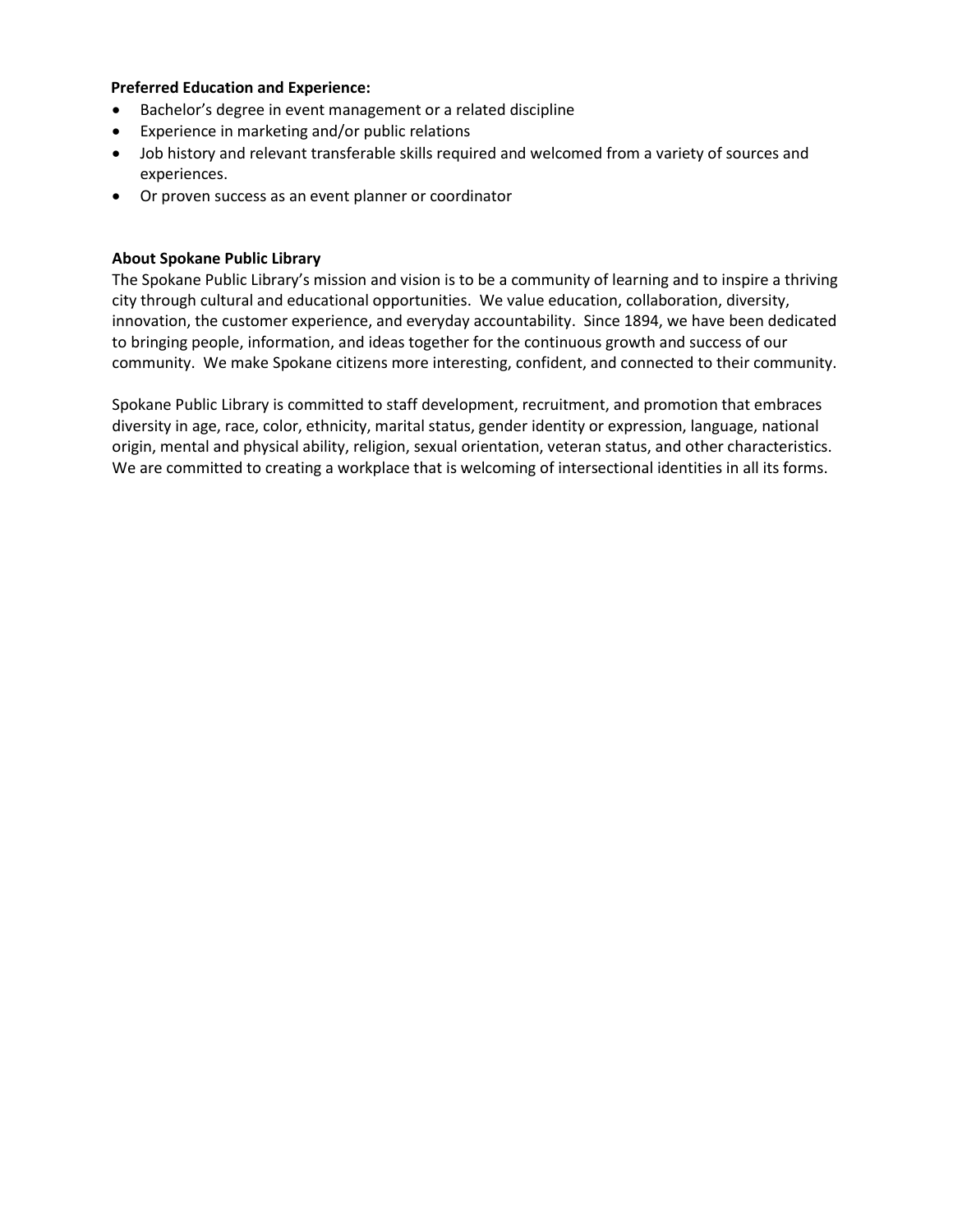**Preferred Education and Experience:**

- Bachelor's degree in event management or a related discipline
- Experience in marketing and/or public relations
- Job history and relevant transferable skills required and welcomed from a variety of sources and experiences.
- Or proven success as an event planner or coordinator

**About Spokane Public Library**

The Spokane Public Library's mission and vision is to be a community of learning and to inspire a thriving city through cultural and educational opportunities. We value education, collaboration, diversity, innovation, the customer experience, and everyday accountability. Since 1894, we have been dedicated to bringing people, information, and ideas together for the continuous growth and success of our community. We make Spokane citizens more interesting, confident, and connected to their community.

Spokane Public Library is committed to staff development, recruitment, and promotion that embraces diversity in age, race, color, ethnicity, marital status, gender identity or expression, language, national origin, mental and physical ability, religion, sexual orientation, veteran status, and other characteristics. We are committed to creating a workplace that is welcoming of intersectional identities in all its forms.